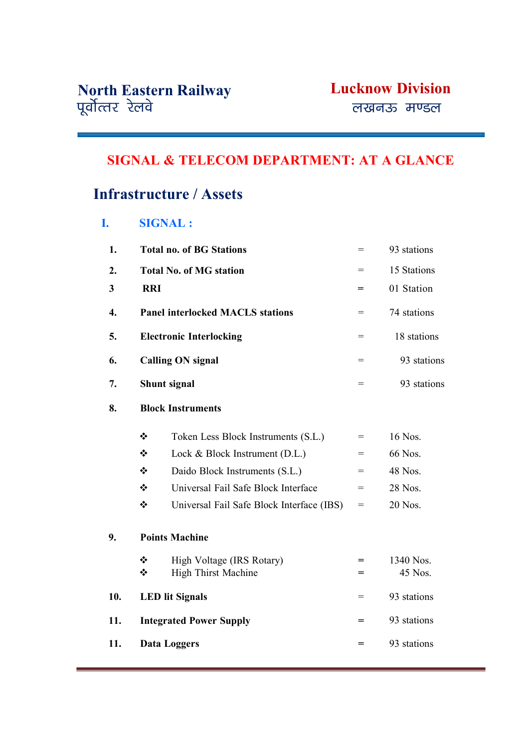**North Eastern Railway**
पूर्वोत्तर रेलवे

**Lucknow Division**
लखनऊ मण्डल

# SIGNAL & TELECOM DEPARTMENT: AT A GLANCE

## Infrastructure / Assets

### I. SIGNAL :

| | | | |
|---|---|---|---|
| 1. | **Total no. of BG Stations** | = | 93 stations |
| 2. | **Total No. of MG station** | = | 15 Stations |
| 3 | **RRI** | = | 01 Station |
| 4. | **Panel interlocked MACLS stations** | = | 74 stations |
| 5. | **Electronic Interlocking** | = | 18 stations |
| 6. | **Calling ON signal** | = | 93 stations |
| 7. | **Shunt signal** | = | 93 stations |
| 8. | **Block Instruments** | | |
| | ❖ Token Less Block Instruments (S.L.) | = | 16 Nos. |
| | ❖ Lock & Block Instrument (D.L.) | = | 66 Nos. |
| | ❖ Daido Block Instruments (S.L.) | = | 48 Nos. |
| | ❖ Universal Fail Safe Block Interface | = | 28 Nos. |
| | ❖ Universal Fail Safe Block Interface (IBS) | = | 20 Nos. |
| 9. | **Points Machine** | | |
| | ❖ High Voltage (IRS Rotary) | = | 1340 Nos. |
| | ❖ High Thirst Machine | = | 45 Nos. |
| 10. | **LED lit Signals** | = | 93 stations |
| 11. | **Integrated Power Supply** | = | 93 stations |
| 11. | **Data Loggers** | = | 93 stations |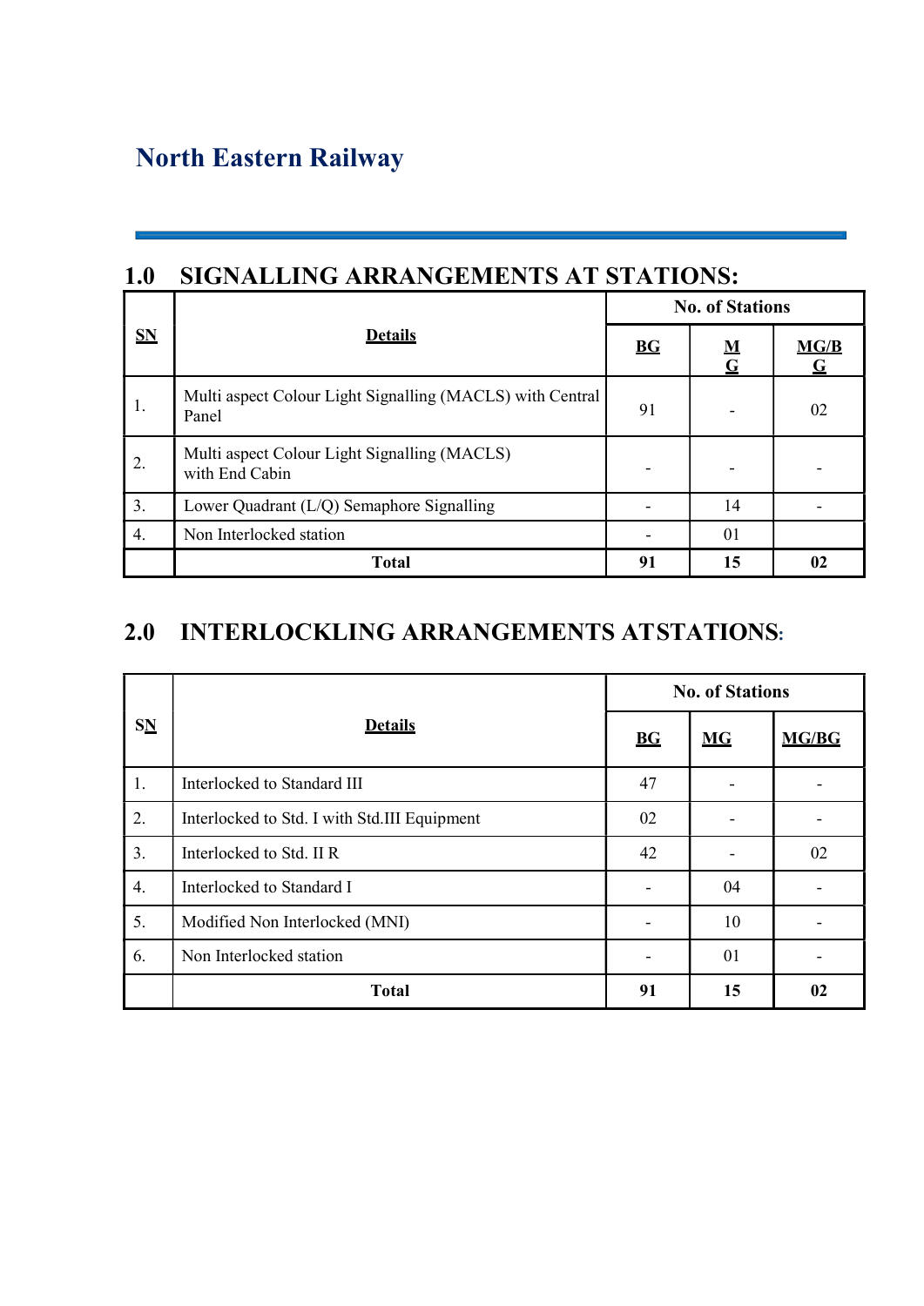# North Eastern Railway

## 1.0 SIGNALLING ARRANGEMENTS AT STATIONS:

| **SN** | **Details** | No. of Stations | | |
|---|---|---|---|---|
| | | **BG** | **MG** | **MG/BG** |
| 1. | Multi aspect Colour Light Signalling (MACLS) with Central Panel | 91 | - | 02 |
| 2. | Multi aspect Colour Light Signalling (MACLS) with End Cabin | - | - | - |
| 3. | Lower Quadrant (L/Q) Semaphore Signalling | - | 14 | - |
| 4. | Non Interlocked station | - | 01 | |
| | **Total** | **91** | **15** | **02** |

## 2.0 INTERLOCKLING ARRANGEMENTS ATSTATIONS:

| **SN** | **Details** | No. of Stations | | |
|---|---|---|---|---|
| | | **BG** | **MG** | **MG/BG** |
| 1. | Interlocked to Standard III | 47 | - | - |
| 2. | Interlocked to Std. I with Std.III Equipment | 02 | - | - |
| 3. | Interlocked to Std. II R | 42 | - | 02 |
| 4. | Interlocked to Standard I | - | 04 | - |
| 5. | Modified Non Interlocked (MNI) | - | 10 | - |
| 6. | Non Interlocked station | - | 01 | - |
| | **Total** | **91** | **15** | **02** |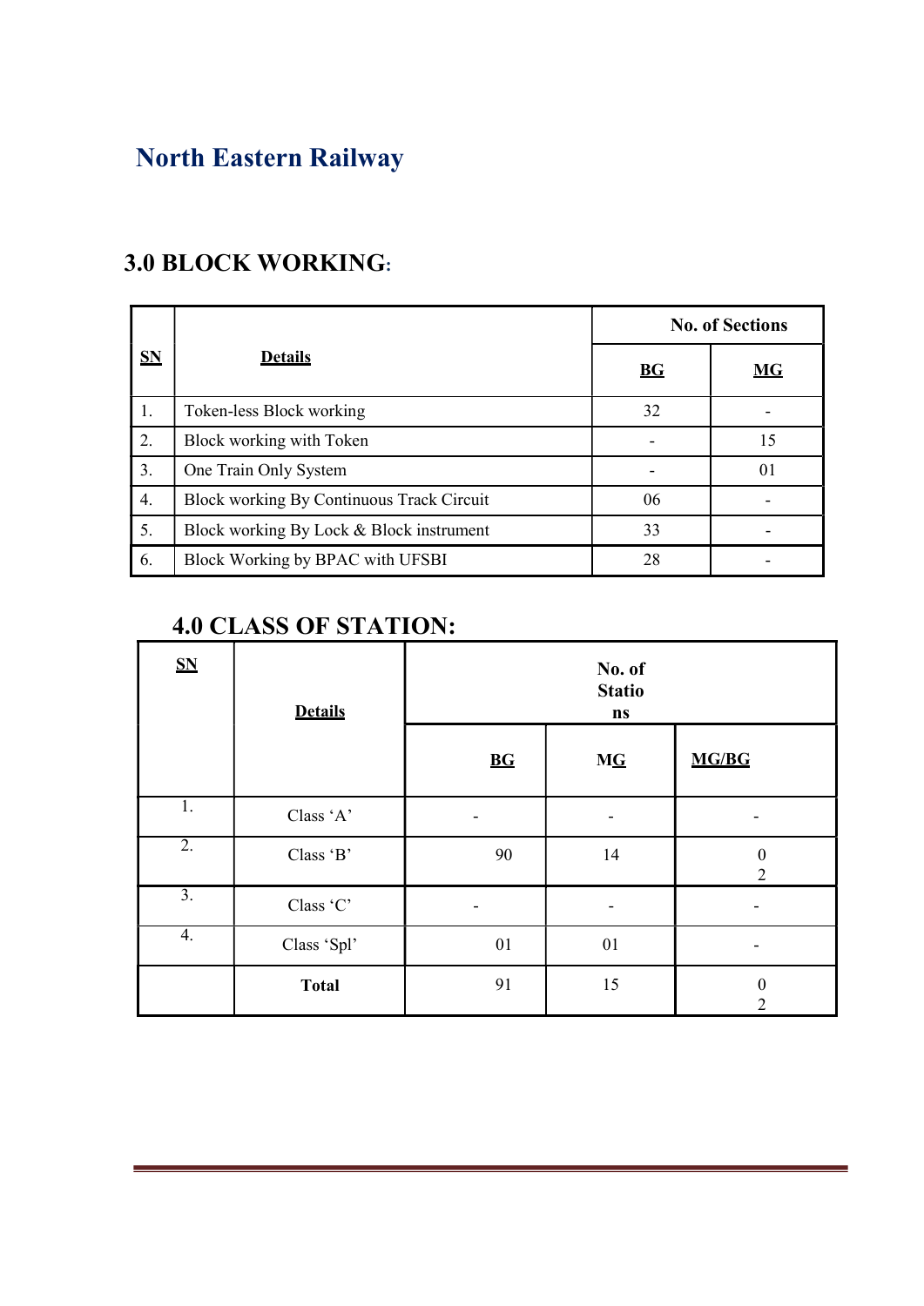## North Eastern Railway

### 3.0 BLOCK WORKING:

| SN | Details | No. of Sections | |
|---|---|---|---|
| | | BG | MG |
| 1. | Token-less Block working | 32 | - |
| 2. | Block working with Token | - | 15 |
| 3. | One Train Only System | - | 01 |
| 4. | Block working By Continuous Track Circuit | 06 | - |
| 5. | Block working By Lock & Block instrument | 33 | - |
| 6. | Block Working by BPAC with UFSBI | 28 | - |

### 4.0 CLASS OF STATION:

| SN | Details | No. of Stations | | |
|---|---|---|---|---|
| | | BG | MG | MG/BG |
| 1. | Class 'A' | - | - | - |
| 2. | Class 'B' | 90 | 14 | 02 |
| 3. | Class 'C' | - | - | - |
| 4. | Class 'Spl' | 01 | 01 | - |
| | **Total** | 91 | 15 | 02 |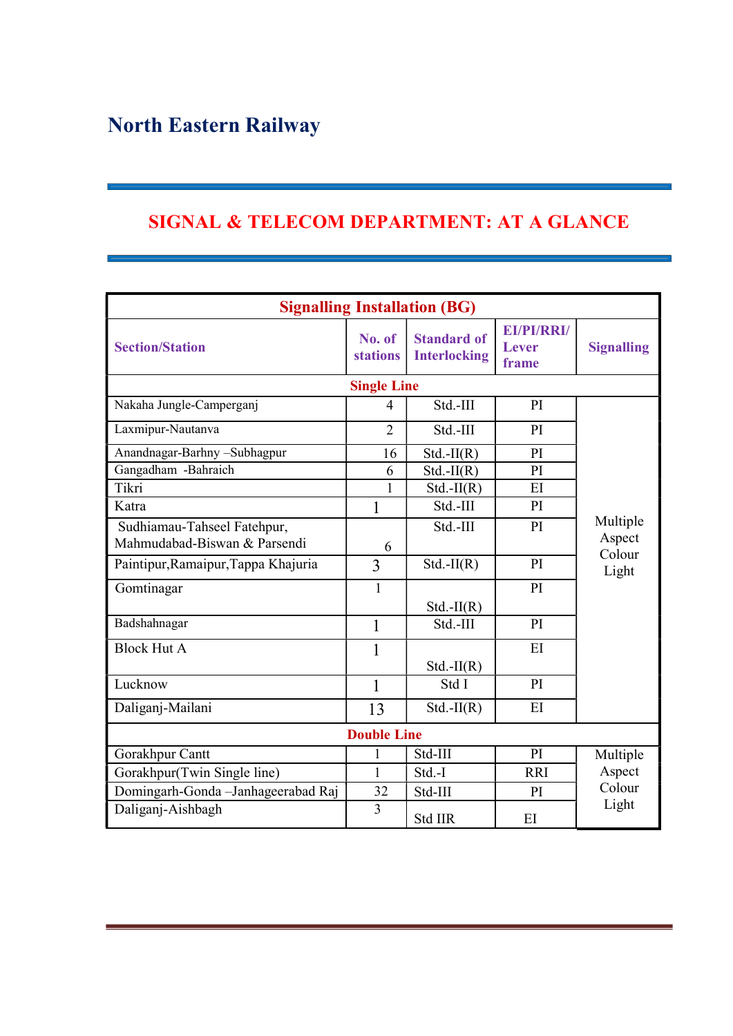# North Eastern Railway

## SIGNAL & TELECOM DEPARTMENT: AT A GLANCE

| Signalling Installation (BG) | | | | |
|---|---|---|---|---|
| **Section/Station** | **No. of stations** | **Standard of Interlocking** | **EI/PI/RRI/ Lever frame** | **Signalling** |
| **Single Line** | | | | |
| Nakaha Jungle-Camperganj | 4 | Std.-III | PI | Multiple Aspect Colour Light |
| Laxmipur-Nautanva | 2 | Std.-III | PI | |
| Anandnagar-Barhny –Subhagpur | 16 | Std.-II(R) | PI | |
| Gangadham -Bahraich | 6 | Std.-II(R) | PI | |
| Tikri | 1 | Std.-II(R) | EI | |
| Katra | 1 | Std.-III | PI | |
| Sudhiamau-Tahseel Fatehpur, Mahmudabad-Biswan & Parsendi | 6 | Std.-III | PI | |
| Paintipur,Ramaipur,Tappa Khajuria | 3 | Std.-II(R) | PI | |
| Gomtinagar | 1 | Std.-II(R) | PI | |
| Badshahnagar | 1 | Std.-III | PI | |
| Block Hut A | 1 | Std.-II(R) | EI | |
| Lucknow | 1 | Std I | PI | |
| Daliganj-Mailani | 13 | Std.-II(R) | EI | |
| **Double Line** | | | | |
| Gorakhpur Cantt | 1 | Std-III | PI | Multiple Aspect Colour Light |
| Gorakhpur(Twin Single line) | 1 | Std.-I | RRI | |
| Domingarh-Gonda –Janhageerabad Raj | 32 | Std-III | PI | |
| Daliganj-Aishbagh | 3 | Std IIR | EI | |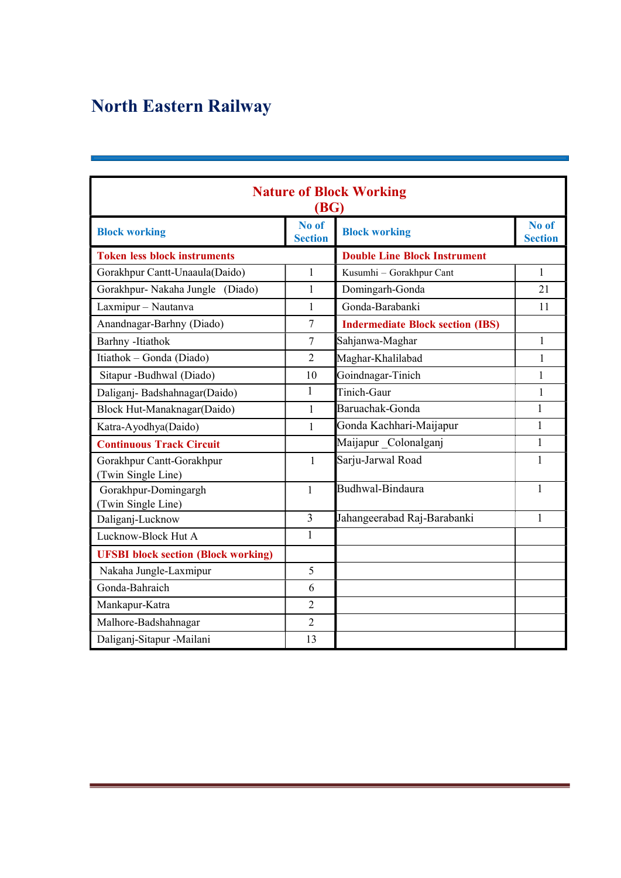# North Eastern Railway

| Nature of Block Working (BG) | | | |
|---|---|---|---|
| **Block working** | **No of Section** | **Block working** | **No of Section** |
| **Token less block instruments** | | **Double Line Block Instrument** | |
| Gorakhpur Cantt-Unaaula(Daido) | 1 | Kusumhi – Gorakhpur Cant | 1 |
| Gorakhpur- Nakaha Jungle (Diado) | 1 | Domingarh-Gonda | 21 |
| Laxmipur – Nautanva | 1 | Gonda-Barabanki | 11 |
| Anandnagar-Barhny (Diado) | 7 | **Indermediate Block section (IBS)** | |
| Barhny -Itiathok | 7 | Sahjanwa-Maghar | 1 |
| Itiathok – Gonda (Diado) | 2 | Maghar-Khalilabad | 1 |
| Sitapur -Budhwal (Diado) | 10 | Goindnagar-Tinich | 1 |
| Daliganj- Badshahnagar(Daido) | 1 | Tinich-Gaur | 1 |
| Block Hut-Manaknagar(Daido) | 1 | Baruachak-Gonda | 1 |
| Katra-Ayodhya(Daido) | 1 | Gonda Kachhari-Maijapur | 1 |
| **Continuous Track Circuit** | | Maijapur _Colonalganj | 1 |
| Gorakhpur Cantt-Gorakhpur (Twin Single Line) | 1 | Sarju-Jarwal Road | 1 |
| Gorakhpur-Domingargh (Twin Single Line) | 1 | Budhwal-Bindaura | 1 |
| Daliganj-Lucknow | 3 | Jahangeerabad Raj-Barabanki | 1 |
| Lucknow-Block Hut A | 1 | | |
| **UFSBI block section (Block working)** | | | |
| Nakaha Jungle-Laxmipur | 5 | | |
| Gonda-Bahraich | 6 | | |
| Mankapur-Katra | 2 | | |
| Malhore-Badshahnagar | 2 | | |
| Daliganj-Sitapur -Mailani | 13 | | |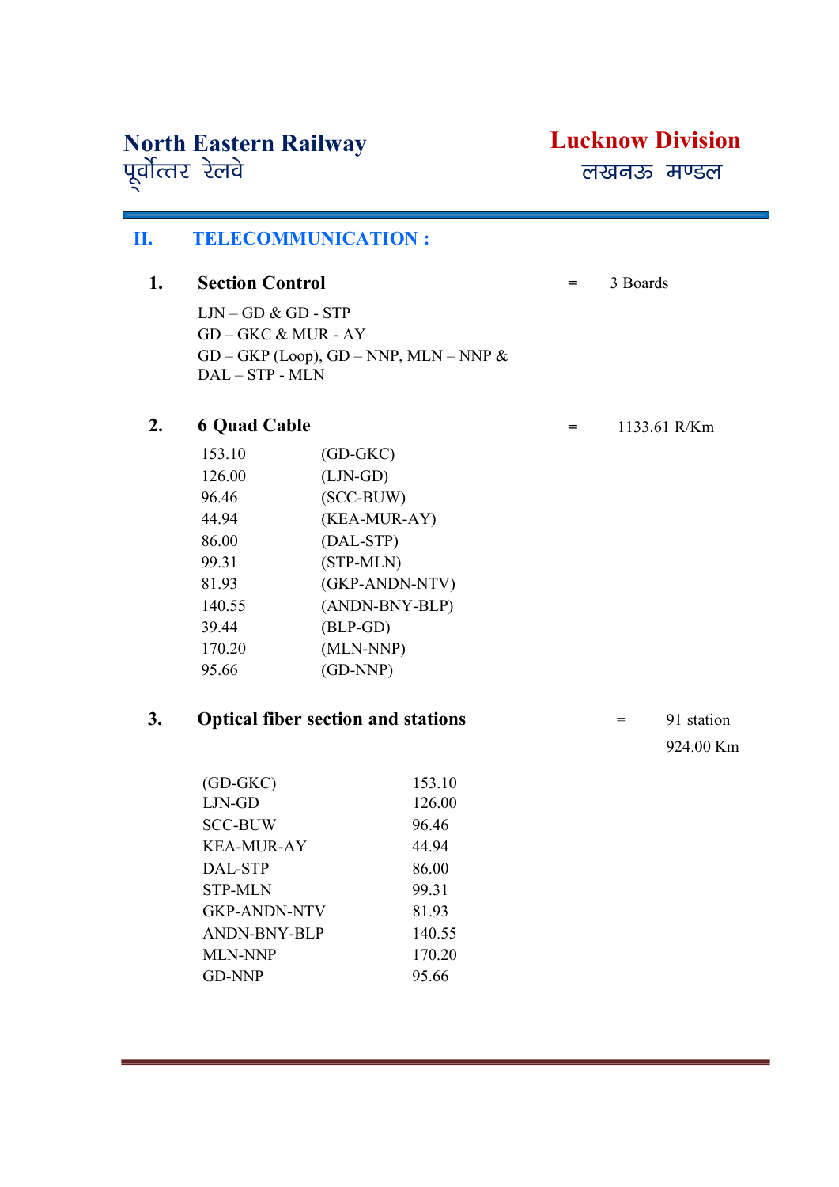## II. TELECOMMUNICATION :

### 1. Section Control = 3 Boards

LJN – GD & GD - STP
GD – GKC & MUR - AY
GD – GKP (Loop), GD – NNP, MLN – NNP &
DAL – STP - MLN

### 2. 6 Quad Cable = 1133.61 R/Km

| | |
|---|---|
| 153.10 | (GD-GKC) |
| 126.00 | (LJN-GD) |
| 96.46 | (SCC-BUW) |
| 44.94 | (KEA-MUR-AY) |
| 86.00 | (DAL-STP) |
| 99.31 | (STP-MLN) |
| 81.93 | (GKP-ANDN-NTV) |
| 140.55 | (ANDN-BNY-BLP) |
| 39.44 | (BLP-GD) |
| 170.20 | (MLN-NNP) |
| 95.66 | (GD-NNP) |

### 3. Optical fiber section and stations = 91 station

924.00 Km

| | |
|---|---|
| (GD-GKC) | 153.10 |
| LJN-GD | 126.00 |
| SCC-BUW | 96.46 |
| KEA-MUR-AY | 44.94 |
| DAL-STP | 86.00 |
| STP-MLN | 99.31 |
| GKP-ANDN-NTV | 81.93 |
| ANDN-BNY-BLP | 140.55 |
| MLN-NNP | 170.20 |
| GD-NNP | 95.66 |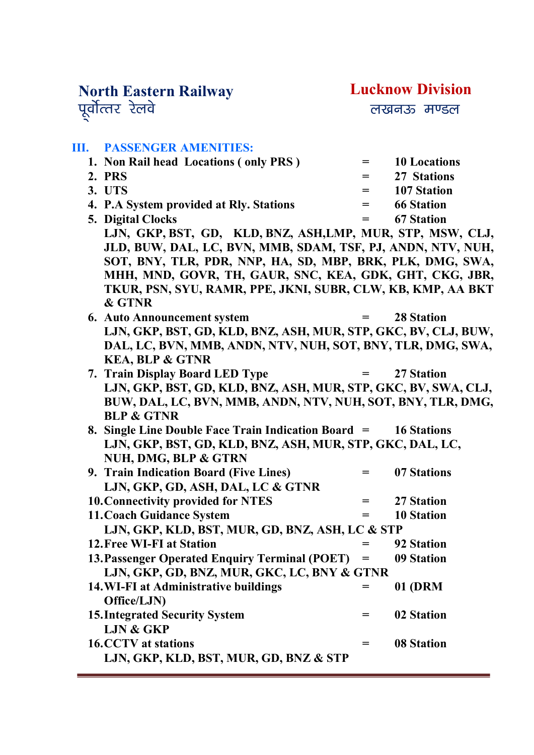**North Eastern Railway**
पूर्वोत्तर रेलवे

**Lucknow Division**
लखनऊ मण्डल

## III. PASSENGER AMENITIES:

1. **Non Rail head Locations ( only PRS ) = 10 Locations**
2. **PRS = 27 Stations**
3. **UTS = 107 Station**
4. **P.A System provided at Rly. Stations = 66 Station**
5. **Digital Clocks = 67 Station**
   **LJN, GKP, BST, GD, KLD, BNZ, ASH,LMP, MUR, STP, MSW, CLJ, JLD, BUW, DAL, LC, BVN, MMB, SDAM, TSF, PJ, ANDN, NTV, NUH, SOT, BNY, TLR, PDR, NNP, HA, SD, MBP, BRK, PLK, DMG, SWA, MHH, MND, GOVR, TH, GAUR, SNC, KEA, GDK, GHT, CKG, JBR, TKUR, PSN, SYU, RAMR, PPE, JKNI, SUBR, CLW, KB, KMP, AA BKT & GTNR**
6. **Auto Announcement system = 28 Station**
   **LJN, GKP, BST, GD, KLD, BNZ, ASH, MUR, STP, GKC, BV, CLJ, BUW, DAL, LC, BVN, MMB, ANDN, NTV, NUH, SOT, BNY, TLR, DMG, SWA, KEA, BLP & GTNR**
7. **Train Display Board LED Type = 27 Station**
   **LJN, GKP, BST, GD, KLD, BNZ, ASH, MUR, STP, GKC, BV, SWA, CLJ, BUW, DAL, LC, BVN, MMB, ANDN, NTV, NUH, SOT, BNY, TLR, DMG, BLP & GTNR**
8. **Single Line Double Face Train Indication Board = 16 Stations**
   **LJN, GKP, BST, GD, KLD, BNZ, ASH, MUR, STP, GKC, DAL, LC, NUH, DMG, BLP & GTRN**
9. **Train Indication Board (Five Lines) = 07 Stations**
   **LJN, GKP, GD, ASH, DAL, LC & GTNR**
10. **Connectivity provided for NTES = 27 Station**
11. **Coach Guidance System = 10 Station**
    **LJN, GKP, KLD, BST, MUR, GD, BNZ, ASH, LC & STP**
12. **Free WI-FI at Station = 92 Station**
13. **Passenger Operated Enquiry Terminal (POET) = 09 Station**
    **LJN, GKP, GD, BNZ, MUR, GKC, LC, BNY & GTNR**
14. **WI-FI at Administrative buildings = 01 (DRM Office/LJN)**
15. **Integrated Security System = 02 Station**
    **LJN & GKP**
16. **CCTV at stations = 08 Station**
    **LJN, GKP, KLD, BST, MUR, GD, BNZ & STP**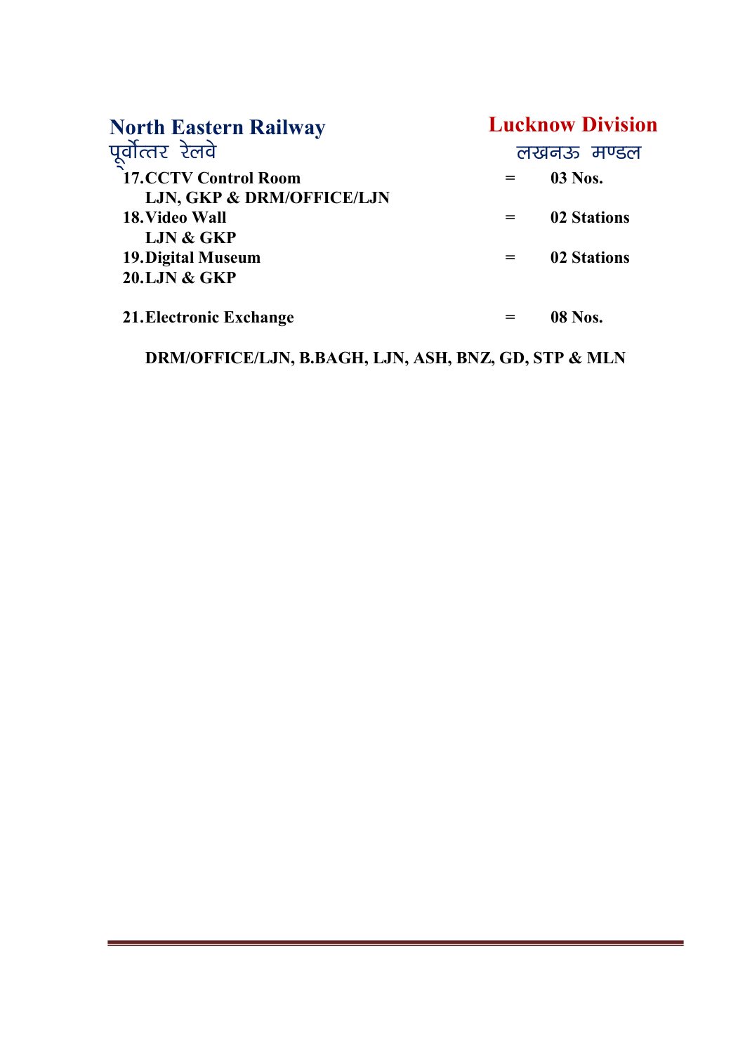17. **CCTV Control Room** = **03 Nos.**
    **LJN, GKP & DRM/OFFICE/LJN**

18. **Video Wall** = **02 Stations**
    **LJN & GKP**

19. **Digital Museum** = **02 Stations**

20. **LJN & GKP**

21. **Electronic Exchange** = **08 Nos.**

**DRM/OFFICE/LJN, B.BAGH, LJN, ASH, BNZ, GD, STP & MLN**